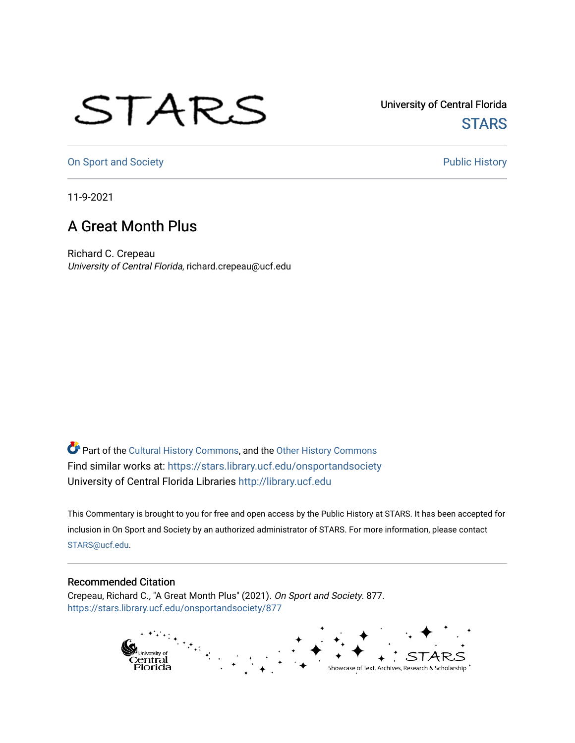University of Central Florida

STARS

On Sport and Society

Public History

11-9-2021

# A Great Month Plus

Richard C. Crepeau
*University of Central Florida*, richard.crepeau@ucf.edu

Part of the Cultural History Commons, and the Other History Commons
Find similar works at: https://stars.library.ucf.edu/onsportandsociety
University of Central Florida Libraries http://library.ucf.edu

This Commentary is brought to you for free and open access by the Public History at STARS. It has been accepted for inclusion in On Sport and Society by an authorized administrator of STARS. For more information, please contact STARS@ucf.edu.

## Recommended Citation

Crepeau, Richard C., "A Great Month Plus" (2021). *On Sport and Society*. 877.
https://stars.library.ucf.edu/onsportandsociety/877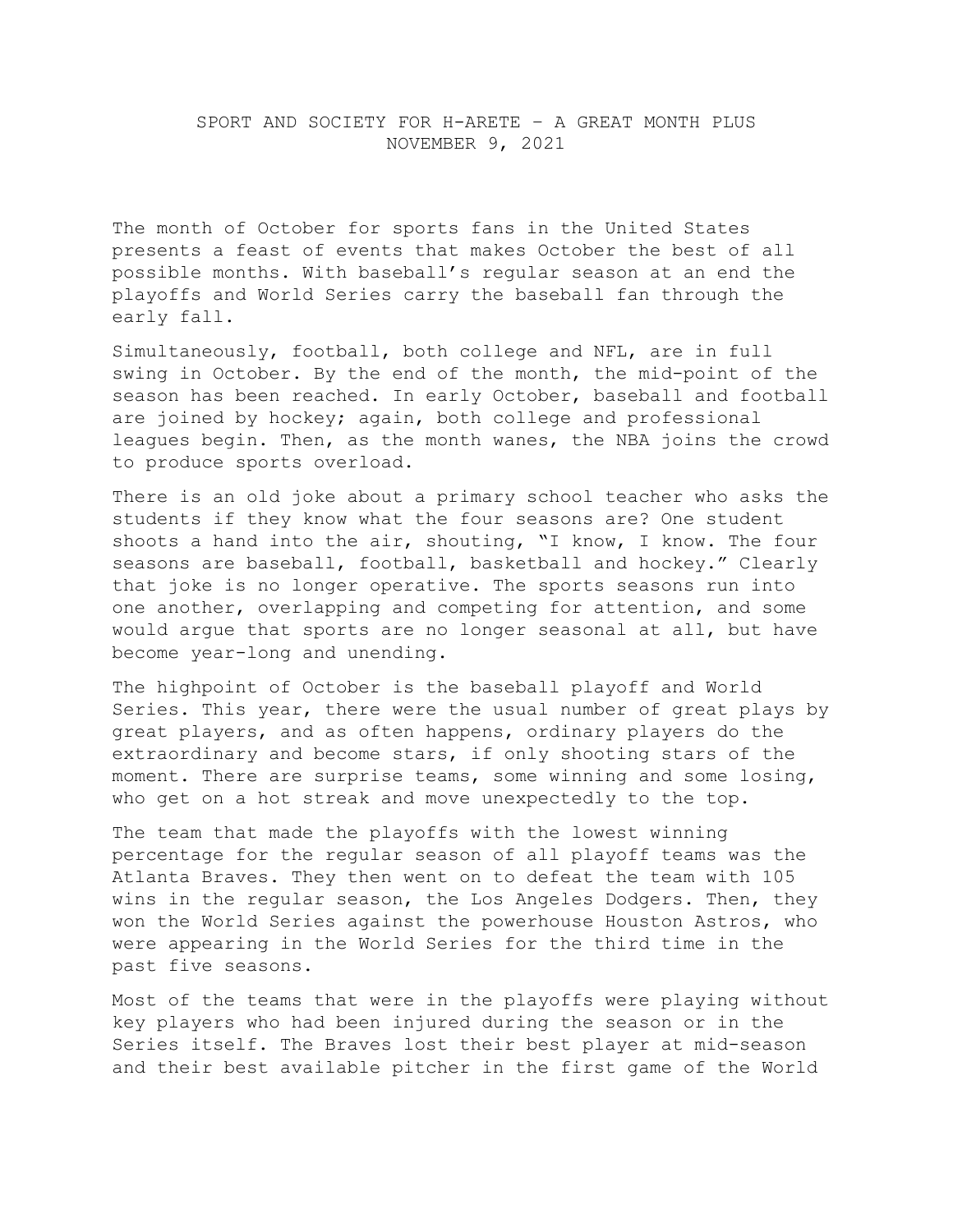SPORT AND SOCIETY FOR H-ARETE – A GREAT MONTH PLUS
NOVEMBER 9, 2021

The month of October for sports fans in the United States presents a feast of events that makes October the best of all possible months. With baseball's regular season at an end the playoffs and World Series carry the baseball fan through the early fall.

Simultaneously, football, both college and NFL, are in full swing in October. By the end of the month, the mid-point of the season has been reached. In early October, baseball and football are joined by hockey; again, both college and professional leagues begin. Then, as the month wanes, the NBA joins the crowd to produce sports overload.

There is an old joke about a primary school teacher who asks the students if they know what the four seasons are? One student shoots a hand into the air, shouting, "I know, I know. The four seasons are baseball, football, basketball and hockey." Clearly that joke is no longer operative. The sports seasons run into one another, overlapping and competing for attention, and some would argue that sports are no longer seasonal at all, but have become year-long and unending.

The highpoint of October is the baseball playoff and World Series. This year, there were the usual number of great plays by great players, and as often happens, ordinary players do the extraordinary and become stars, if only shooting stars of the moment. There are surprise teams, some winning and some losing, who get on a hot streak and move unexpectedly to the top.

The team that made the playoffs with the lowest winning percentage for the regular season of all playoff teams was the Atlanta Braves. They then went on to defeat the team with 105 wins in the regular season, the Los Angeles Dodgers. Then, they won the World Series against the powerhouse Houston Astros, who were appearing in the World Series for the third time in the past five seasons.

Most of the teams that were in the playoffs were playing without key players who had been injured during the season or in the Series itself. The Braves lost their best player at mid-season and their best available pitcher in the first game of the World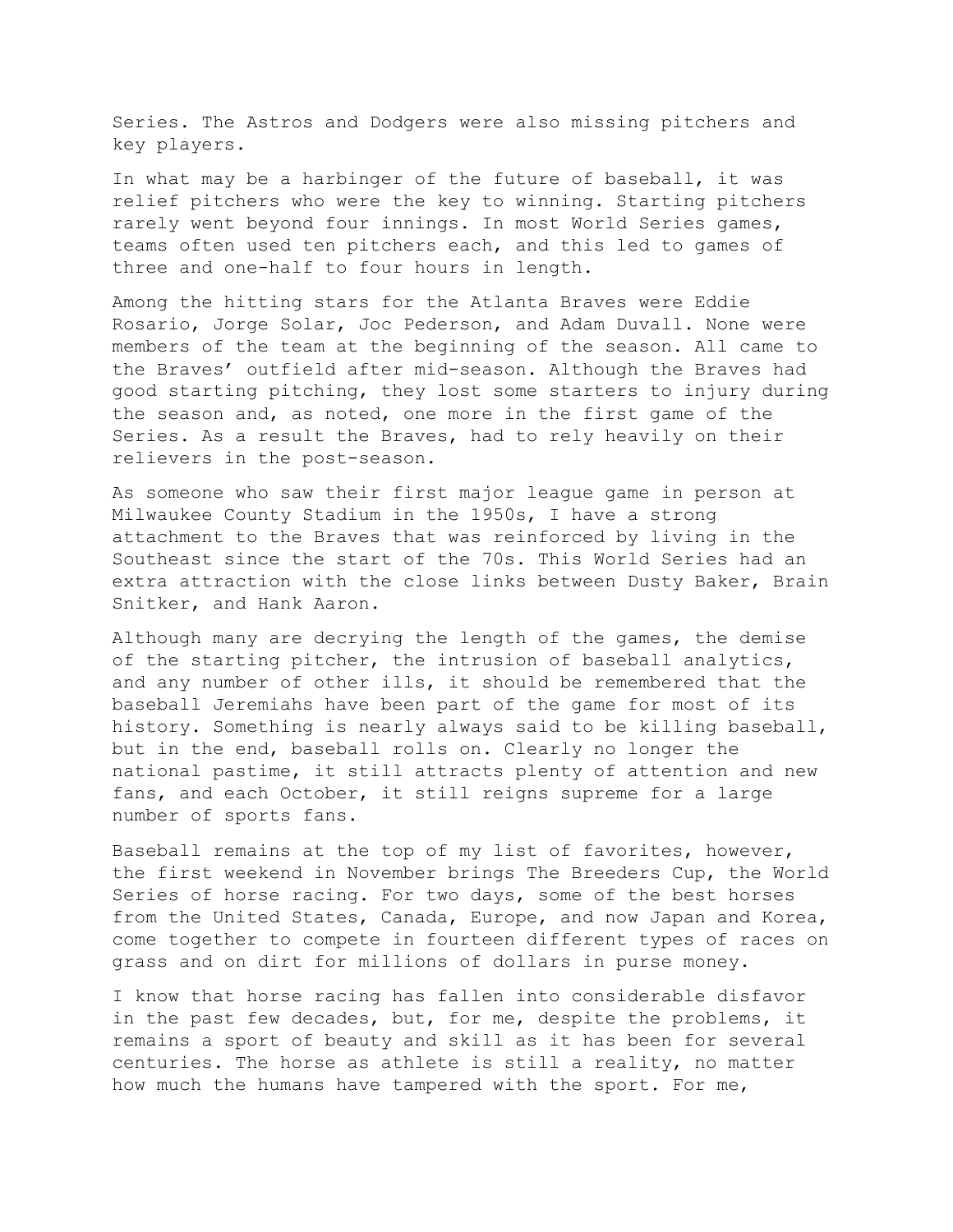Series. The Astros and Dodgers were also missing pitchers and key players.

In what may be a harbinger of the future of baseball, it was relief pitchers who were the key to winning. Starting pitchers rarely went beyond four innings. In most World Series games, teams often used ten pitchers each, and this led to games of three and one-half to four hours in length.

Among the hitting stars for the Atlanta Braves were Eddie Rosario, Jorge Solar, Joc Pederson, and Adam Duvall. None were members of the team at the beginning of the season. All came to the Braves' outfield after mid-season. Although the Braves had good starting pitching, they lost some starters to injury during the season and, as noted, one more in the first game of the Series. As a result the Braves, had to rely heavily on their relievers in the post-season.

As someone who saw their first major league game in person at Milwaukee County Stadium in the 1950s, I have a strong attachment to the Braves that was reinforced by living in the Southeast since the start of the 70s. This World Series had an extra attraction with the close links between Dusty Baker, Brain Snitker, and Hank Aaron.

Although many are decrying the length of the games, the demise of the starting pitcher, the intrusion of baseball analytics, and any number of other ills, it should be remembered that the baseball Jeremiahs have been part of the game for most of its history. Something is nearly always said to be killing baseball, but in the end, baseball rolls on. Clearly no longer the national pastime, it still attracts plenty of attention and new fans, and each October, it still reigns supreme for a large number of sports fans.

Baseball remains at the top of my list of favorites, however, the first weekend in November brings The Breeders Cup, the World Series of horse racing. For two days, some of the best horses from the United States, Canada, Europe, and now Japan and Korea, come together to compete in fourteen different types of races on grass and on dirt for millions of dollars in purse money.

I know that horse racing has fallen into considerable disfavor in the past few decades, but, for me, despite the problems, it remains a sport of beauty and skill as it has been for several centuries. The horse as athlete is still a reality, no matter how much the humans have tampered with the sport. For me,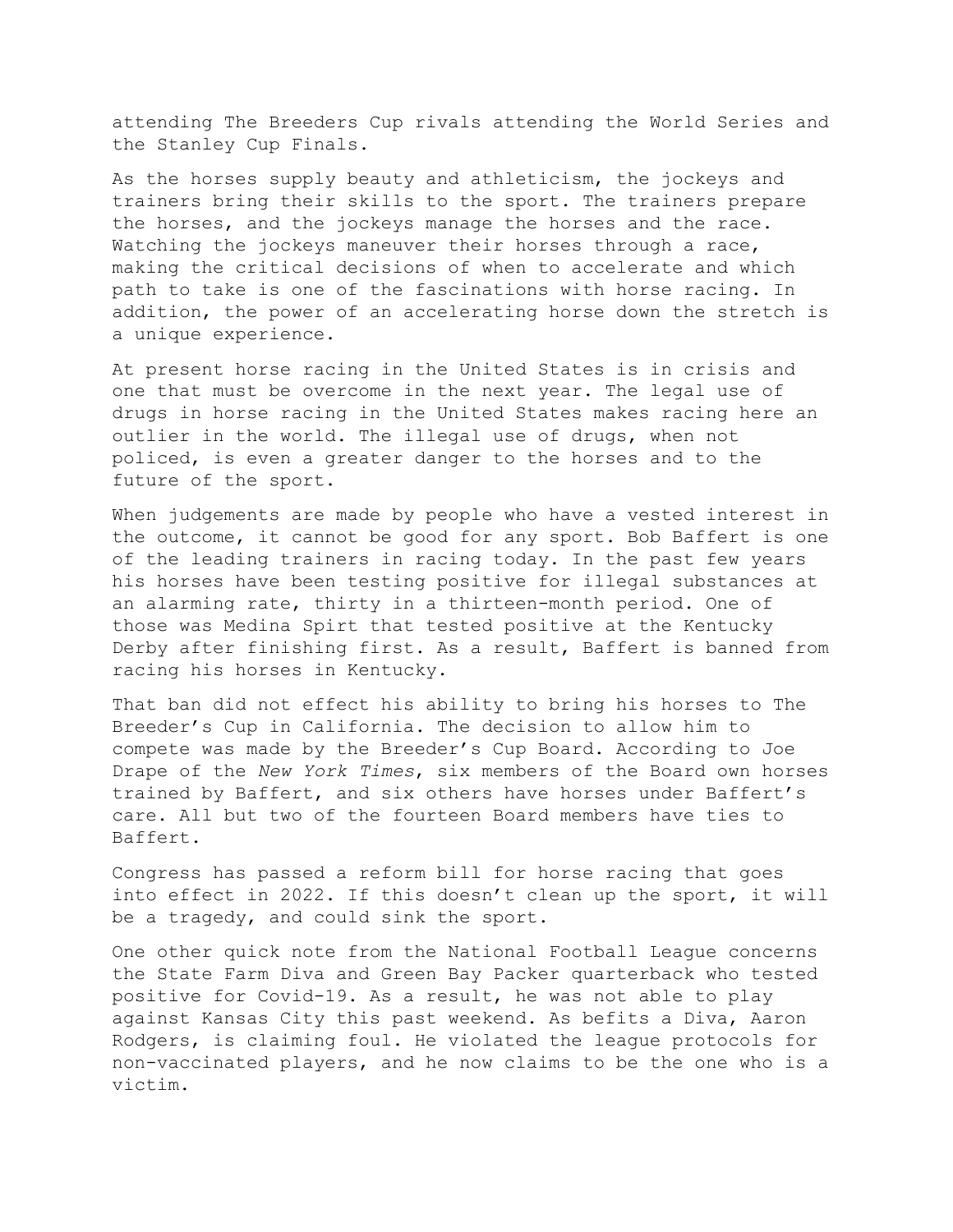attending The Breeders Cup rivals attending the World Series and the Stanley Cup Finals.

As the horses supply beauty and athleticism, the jockeys and trainers bring their skills to the sport. The trainers prepare the horses, and the jockeys manage the horses and the race. Watching the jockeys maneuver their horses through a race, making the critical decisions of when to accelerate and which path to take is one of the fascinations with horse racing. In addition, the power of an accelerating horse down the stretch is a unique experience.

At present horse racing in the United States is in crisis and one that must be overcome in the next year. The legal use of drugs in horse racing in the United States makes racing here an outlier in the world. The illegal use of drugs, when not policed, is even a greater danger to the horses and to the future of the sport.

When judgements are made by people who have a vested interest in the outcome, it cannot be good for any sport. Bob Baffert is one of the leading trainers in racing today. In the past few years his horses have been testing positive for illegal substances at an alarming rate, thirty in a thirteen-month period. One of those was Medina Spirt that tested positive at the Kentucky Derby after finishing first. As a result, Baffert is banned from racing his horses in Kentucky.

That ban did not effect his ability to bring his horses to The Breeder's Cup in California. The decision to allow him to compete was made by the Breeder's Cup Board. According to Joe Drape of the *New York Times*, six members of the Board own horses trained by Baffert, and six others have horses under Baffert's care. All but two of the fourteen Board members have ties to Baffert.

Congress has passed a reform bill for horse racing that goes into effect in 2022. If this doesn't clean up the sport, it will be a tragedy, and could sink the sport.

One other quick note from the National Football League concerns the State Farm Diva and Green Bay Packer quarterback who tested positive for Covid-19. As a result, he was not able to play against Kansas City this past weekend. As befits a Diva, Aaron Rodgers, is claiming foul. He violated the league protocols for non-vaccinated players, and he now claims to be the one who is a victim.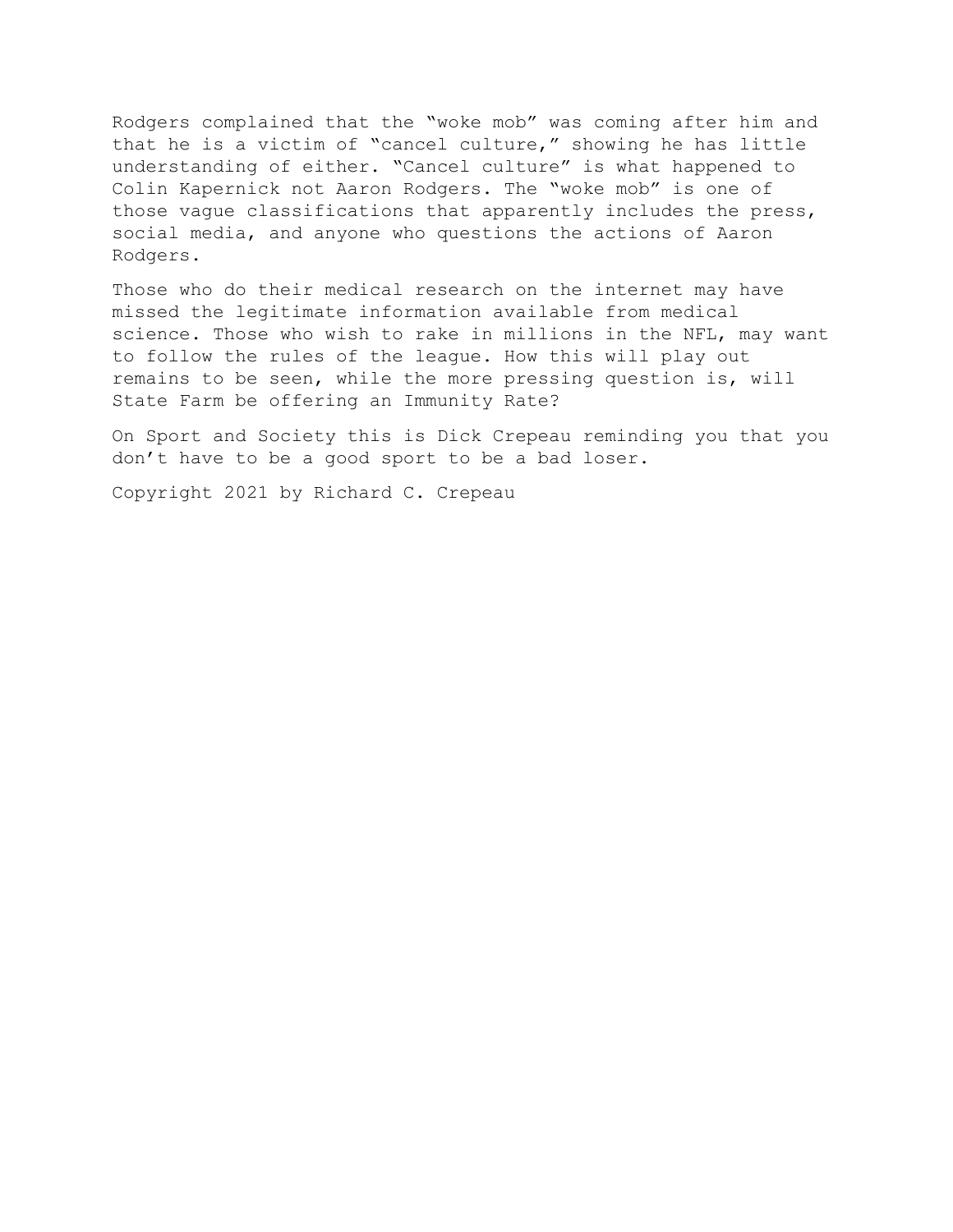Rodgers complained that the "woke mob" was coming after him and that he is a victim of "cancel culture," showing he has little understanding of either. "Cancel culture" is what happened to Colin Kapernick not Aaron Rodgers. The "woke mob" is one of those vague classifications that apparently includes the press, social media, and anyone who questions the actions of Aaron Rodgers.

Those who do their medical research on the internet may have missed the legitimate information available from medical science. Those who wish to rake in millions in the NFL, may want to follow the rules of the league. How this will play out remains to be seen, while the more pressing question is, will State Farm be offering an Immunity Rate?

On Sport and Society this is Dick Crepeau reminding you that you don't have to be a good sport to be a bad loser.

Copyright 2021 by Richard C. Crepeau